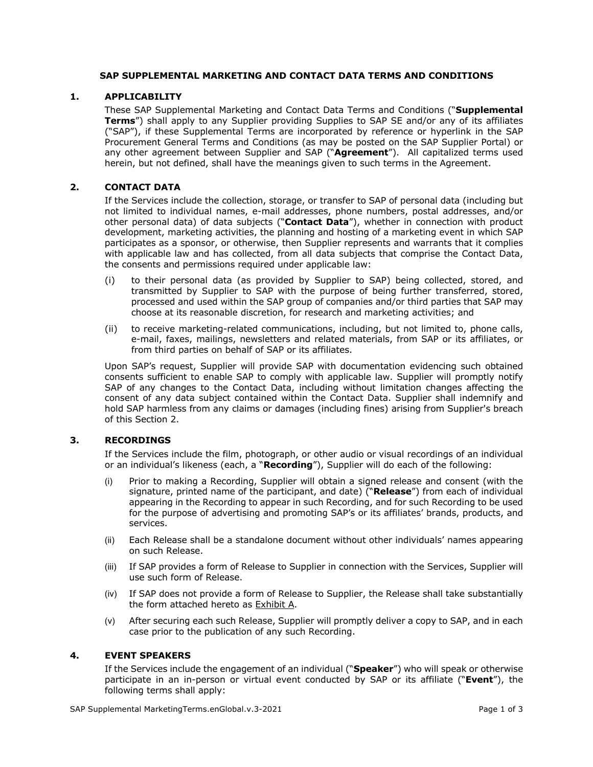# SAP SUPPLEMENTAL MARKETING AND CONTACT DATA TERMS AND CONDITIONS

## 1. APPLICABILITY

These SAP Supplemental Marketing and Contact Data Terms and Conditions ("**Supplemental Terms**") shall apply to any Supplier providing Supplies to SAP SE and/or any of its affiliates ("SAP"), if these Supplemental Terms are incorporated by reference or hyperlink in the SAP Procurement General Terms and Conditions (as may be posted on the SAP Supplier Portal) or any other agreement between Supplier and SAP ("**Agreement**"). All capitalized terms used herein, but not defined, shall have the meanings given to such terms in the Agreement.

## 2. CONTACT DATA

If the Services include the collection, storage, or transfer to SAP of personal data (including but not limited to individual names, e-mail addresses, phone numbers, postal addresses, and/or other personal data) of data subjects ("**Contact Data**"), whether in connection with product development, marketing activities, the planning and hosting of a marketing event in which SAP participates as a sponsor, or otherwise, then Supplier represents and warrants that it complies with applicable law and has collected, from all data subjects that comprise the Contact Data, the consents and permissions required under applicable law:

(i) to their personal data (as provided by Supplier to SAP) being collected, stored, and transmitted by Supplier to SAP with the purpose of being further transferred, stored, processed and used within the SAP group of companies and/or third parties that SAP may choose at its reasonable discretion, for research and marketing activities; and

(ii) to receive marketing-related communications, including, but not limited to, phone calls, e-mail, faxes, mailings, newsletters and related materials, from SAP or its affiliates, or from third parties on behalf of SAP or its affiliates.

Upon SAP's request, Supplier will provide SAP with documentation evidencing such obtained consents sufficient to enable SAP to comply with applicable law. Supplier will promptly notify SAP of any changes to the Contact Data, including without limitation changes affecting the consent of any data subject contained within the Contact Data. Supplier shall indemnify and hold SAP harmless from any claims or damages (including fines) arising from Supplier's breach of this Section 2.

## 3. RECORDINGS

If the Services include the film, photograph, or other audio or visual recordings of an individual or an individual's likeness (each, a "**Recording**"), Supplier will do each of the following:

(i) Prior to making a Recording, Supplier will obtain a signed release and consent (with the signature, printed name of the participant, and date) ("**Release**") from each of individual appearing in the Recording to appear in such Recording, and for such Recording to be used for the purpose of advertising and promoting SAP's or its affiliates' brands, products, and services.

(ii) Each Release shall be a standalone document without other individuals' names appearing on such Release.

(iii) If SAP provides a form of Release to Supplier in connection with the Services, Supplier will use such form of Release.

(iv) If SAP does not provide a form of Release to Supplier, the Release shall take substantially the form attached hereto as Exhibit A.

(v) After securing each such Release, Supplier will promptly deliver a copy to SAP, and in each case prior to the publication of any such Recording.

## 4. EVENT SPEAKERS

If the Services include the engagement of an individual ("**Speaker**") who will speak or otherwise participate in an in-person or virtual event conducted by SAP or its affiliate ("**Event**"), the following terms shall apply: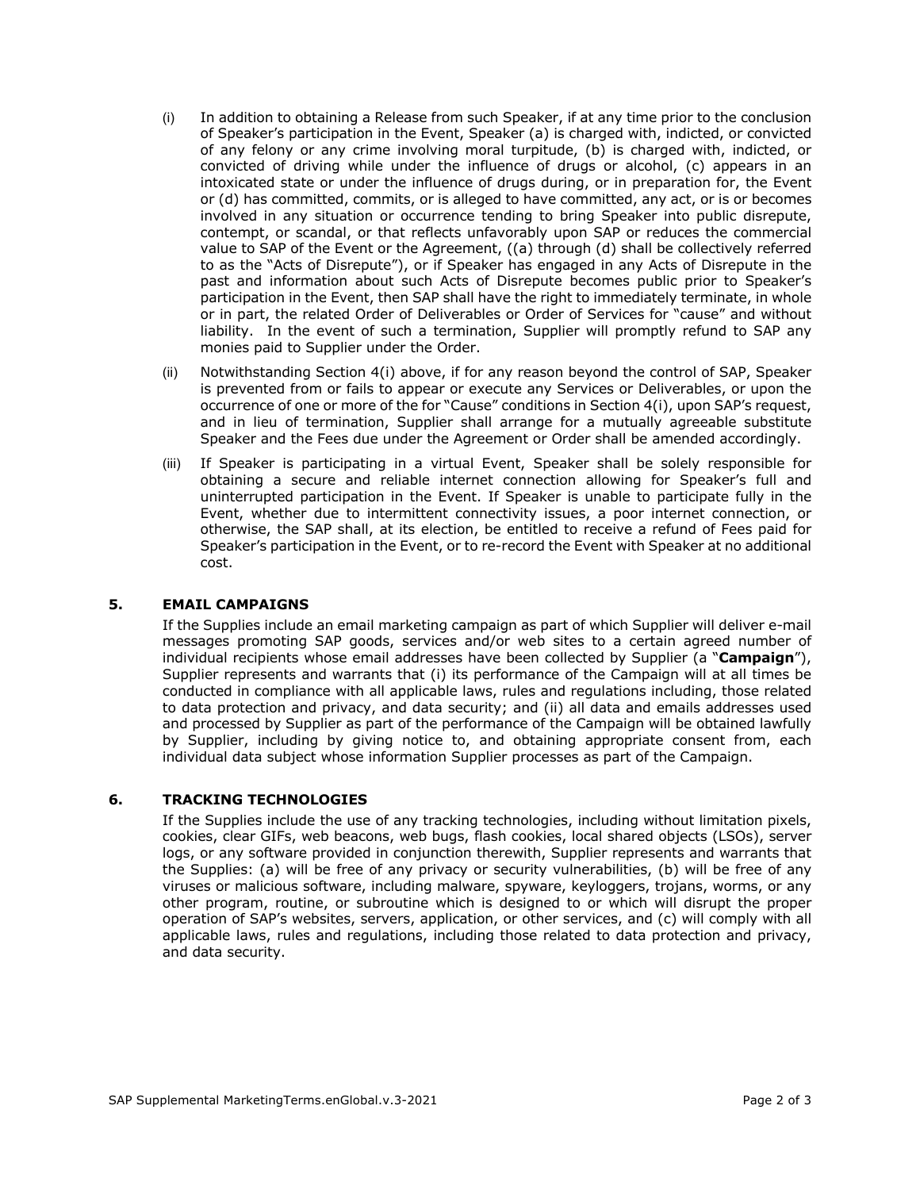(i) In addition to obtaining a Release from such Speaker, if at any time prior to the conclusion of Speaker's participation in the Event, Speaker (a) is charged with, indicted, or convicted of any felony or any crime involving moral turpitude, (b) is charged with, indicted, or convicted of driving while under the influence of drugs or alcohol, (c) appears in an intoxicated state or under the influence of drugs during, or in preparation for, the Event or (d) has committed, commits, or is alleged to have committed, any act, or is or becomes involved in any situation or occurrence tending to bring Speaker into public disrepute, contempt, or scandal, or that reflects unfavorably upon SAP or reduces the commercial value to SAP of the Event or the Agreement, ((a) through (d) shall be collectively referred to as the "Acts of Disrepute"), or if Speaker has engaged in any Acts of Disrepute in the past and information about such Acts of Disrepute becomes public prior to Speaker's participation in the Event, then SAP shall have the right to immediately terminate, in whole or in part, the related Order of Deliverables or Order of Services for "cause" and without liability. In the event of such a termination, Supplier will promptly refund to SAP any monies paid to Supplier under the Order.

(ii) Notwithstanding Section 4(i) above, if for any reason beyond the control of SAP, Speaker is prevented from or fails to appear or execute any Services or Deliverables, or upon the occurrence of one or more of the for "Cause" conditions in Section 4(i), upon SAP's request, and in lieu of termination, Supplier shall arrange for a mutually agreeable substitute Speaker and the Fees due under the Agreement or Order shall be amended accordingly.

(iii) If Speaker is participating in a virtual Event, Speaker shall be solely responsible for obtaining a secure and reliable internet connection allowing for Speaker's full and uninterrupted participation in the Event. If Speaker is unable to participate fully in the Event, whether due to intermittent connectivity issues, a poor internet connection, or otherwise, the SAP shall, at its election, be entitled to receive a refund of Fees paid for Speaker's participation in the Event, or to re-record the Event with Speaker at no additional cost.

## 5. EMAIL CAMPAIGNS

If the Supplies include an email marketing campaign as part of which Supplier will deliver e-mail messages promoting SAP goods, services and/or web sites to a certain agreed number of individual recipients whose email addresses have been collected by Supplier (a "**Campaign**"), Supplier represents and warrants that (i) its performance of the Campaign will at all times be conducted in compliance with all applicable laws, rules and regulations including, those related to data protection and privacy, and data security; and (ii) all data and emails addresses used and processed by Supplier as part of the performance of the Campaign will be obtained lawfully by Supplier, including by giving notice to, and obtaining appropriate consent from, each individual data subject whose information Supplier processes as part of the Campaign.

## 6. TRACKING TECHNOLOGIES

If the Supplies include the use of any tracking technologies, including without limitation pixels, cookies, clear GIFs, web beacons, web bugs, flash cookies, local shared objects (LSOs), server logs, or any software provided in conjunction therewith, Supplier represents and warrants that the Supplies: (a) will be free of any privacy or security vulnerabilities, (b) will be free of any viruses or malicious software, including malware, spyware, keyloggers, trojans, worms, or any other program, routine, or subroutine which is designed to or which will disrupt the proper operation of SAP's websites, servers, application, or other services, and (c) will comply with all applicable laws, rules and regulations, including those related to data protection and privacy, and data security.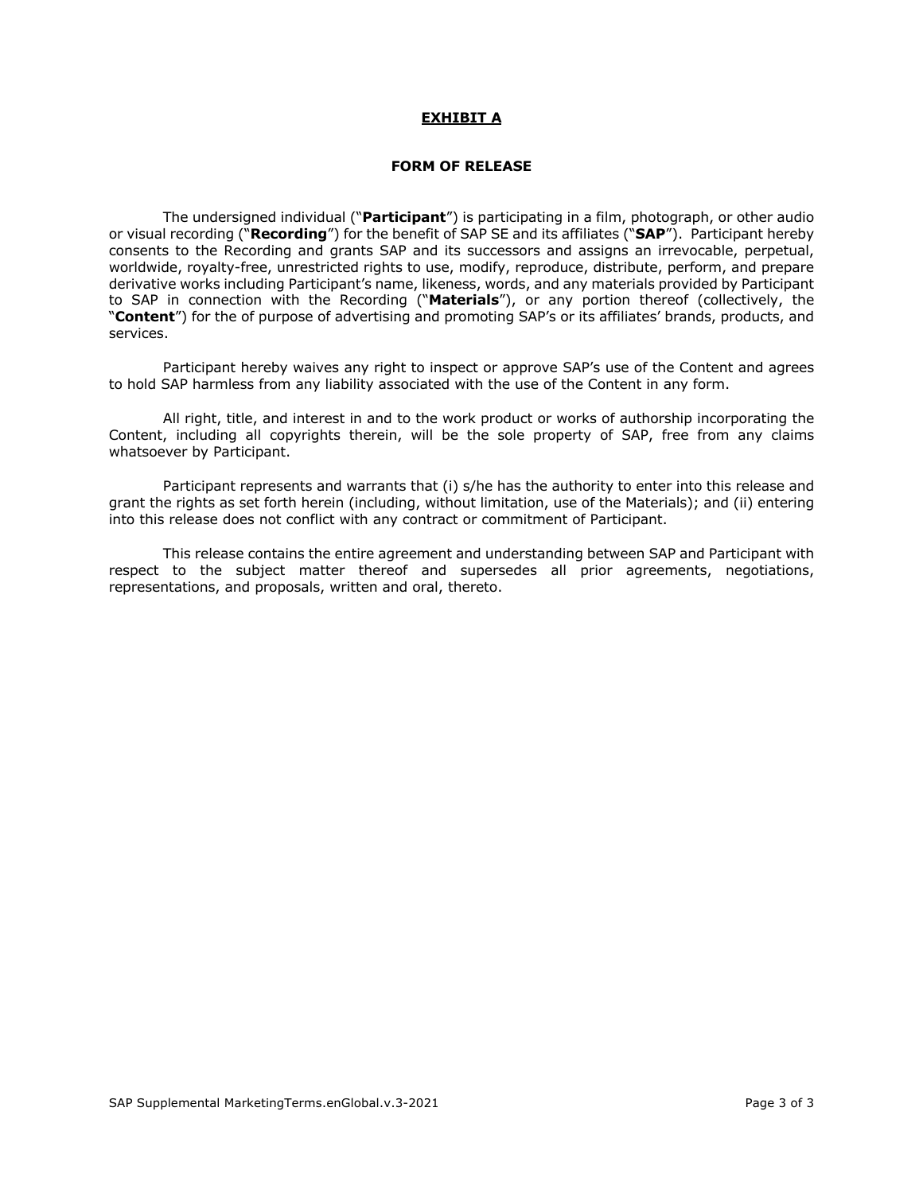## EXHIBIT A

### FORM OF RELEASE

The undersigned individual ("**Participant**") is participating in a film, photograph, or other audio or visual recording ("**Recording**") for the benefit of SAP SE and its affiliates ("**SAP**"). Participant hereby consents to the Recording and grants SAP and its successors and assigns an irrevocable, perpetual, worldwide, royalty-free, unrestricted rights to use, modify, reproduce, distribute, perform, and prepare derivative works including Participant's name, likeness, words, and any materials provided by Participant to SAP in connection with the Recording ("**Materials**"), or any portion thereof (collectively, the "**Content**") for the of purpose of advertising and promoting SAP's or its affiliates' brands, products, and services.

Participant hereby waives any right to inspect or approve SAP's use of the Content and agrees to hold SAP harmless from any liability associated with the use of the Content in any form.

All right, title, and interest in and to the work product or works of authorship incorporating the Content, including all copyrights therein, will be the sole property of SAP, free from any claims whatsoever by Participant.

Participant represents and warrants that (i) s/he has the authority to enter into this release and grant the rights as set forth herein (including, without limitation, use of the Materials); and (ii) entering into this release does not conflict with any contract or commitment of Participant.

This release contains the entire agreement and understanding between SAP and Participant with respect to the subject matter thereof and supersedes all prior agreements, negotiations, representations, and proposals, written and oral, thereto.